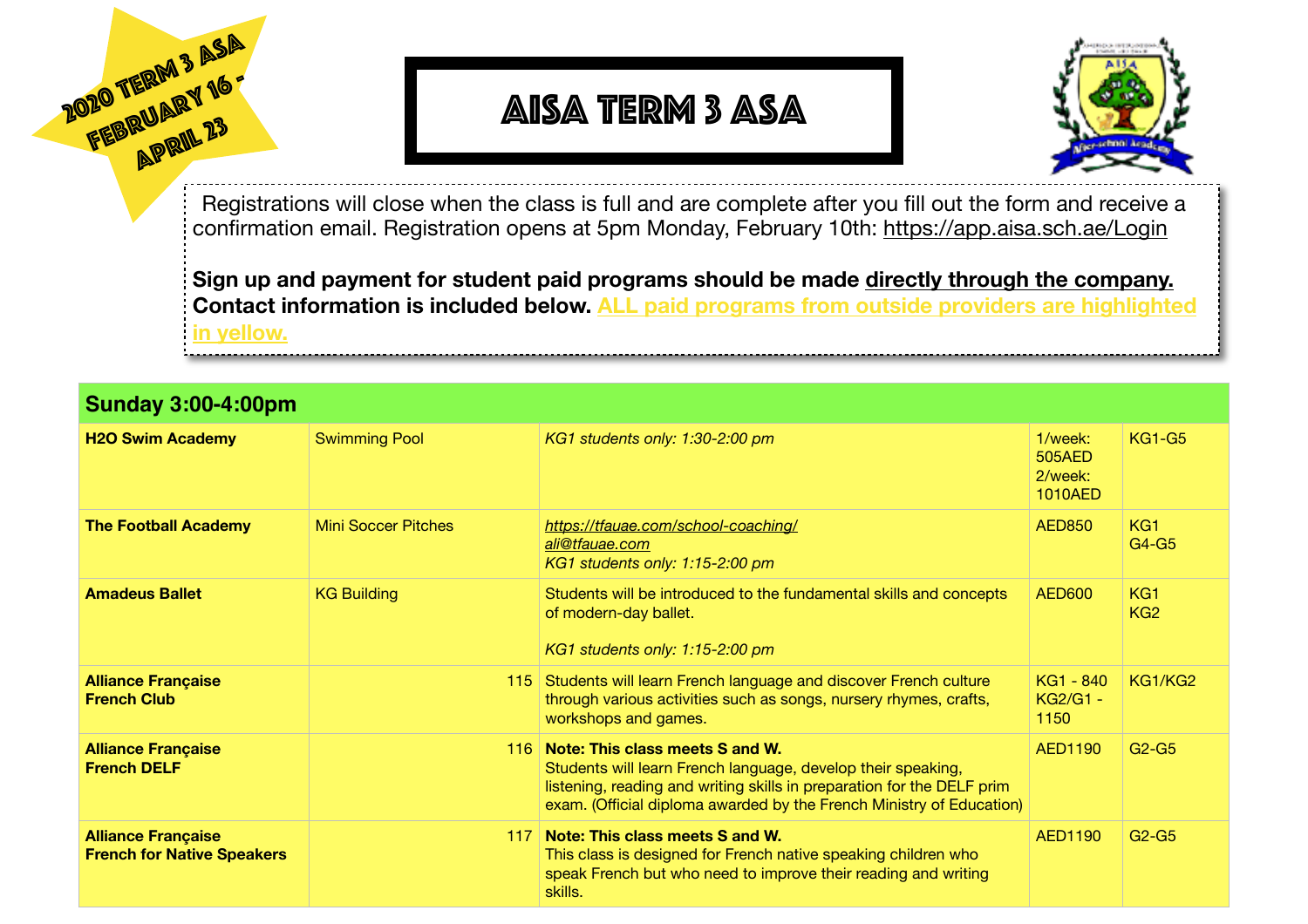2020 Term 3 ASA
February 16 - April 23

# AISA Term 3 ASA

Registrations will close when the class is full and are complete after you fill out the form and receive a confirmation email. Registration opens at 5pm Monday, February 10th: https://app.aisa.sch.ae/Login

**Sign up and payment for student paid programs should be made directly through the company. Contact information is included below.** ALL paid programs from outside providers are highlighted in yellow.

| Sunday 3:00-4:00pm | | | | |
|---|---|---|---|---|
| **H2O Swim Academy** | Swimming Pool | *KG1 students only: 1:30-2:00 pm* | 1/week: 505AED 2/week: 1010AED | KG1-G5 |
| **The Football Academy** | Mini Soccer Pitches | *https://tfauae.com/school-coaching/* *ali@tfauae.com* *KG1 students only: 1:15-2:00 pm* | AED850 | KG1 G4-G5 |
| **Amadeus Ballet** | KG Building | Students will be introduced to the fundamental skills and concepts of modern-day ballet. *KG1 students only: 1:15-2:00 pm* | AED600 | KG1 KG2 |
| **Alliance Française French Club** | 115 | Students will learn French language and discover French culture through various activities such as songs, nursery rhymes, crafts, workshops and games. | KG1 - 840 KG2/G1 - 1150 | KG1/KG2 |
| **Alliance Française French DELF** | 116 | **Note: This class meets S and W.** Students will learn French language, develop their speaking, listening, reading and writing skills in preparation for the DELF prim exam. (Official diploma awarded by the French Ministry of Education) | AED1190 | G2-G5 |
| **Alliance Française French for Native Speakers** | 117 | **Note: This class meets S and W.** This class is designed for French native speaking children who speak French but who need to improve their reading and writing skills. | AED1190 | G2-G5 |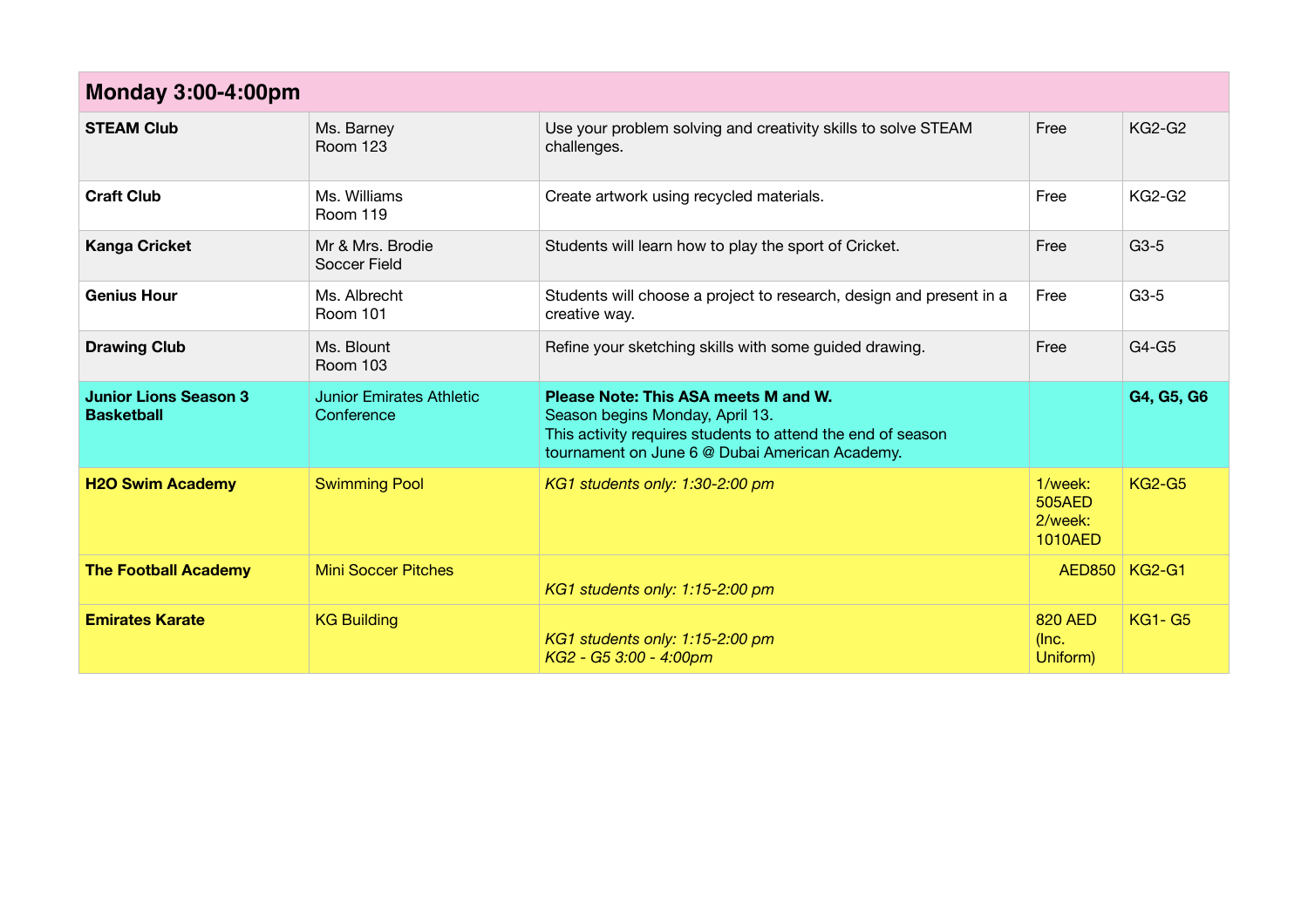| Monday 3:00-4:00pm | | | | |
|---|---|---|---|---|
| **STEAM Club** | Ms. Barney<br>Room 123 | Use your problem solving and creativity skills to solve STEAM challenges. | Free | KG2-G2 |
| **Craft Club** | Ms. Williams<br>Room 119 | Create artwork using recycled materials. | Free | KG2-G2 |
| **Kanga Cricket** | Mr & Mrs. Brodie<br>Soccer Field | Students will learn how to play the sport of Cricket. | Free | G3-5 |
| **Genius Hour** | Ms. Albrecht<br>Room 101 | Students will choose a project to research, design and present in a creative way. | Free | G3-5 |
| **Drawing Club** | Ms. Blount<br>Room 103 | Refine your sketching skills with some guided drawing. | Free | G4-G5 |
| **Junior Lions Season 3 Basketball** | Junior Emirates Athletic Conference | **Please Note: This ASA meets M and W.**<br>Season begins Monday, April 13.<br>This activity requires students to attend the end of season tournament on June 6 @ Dubai American Academy. | | **G4, G5, G6** |
| **H2O Swim Academy** | Swimming Pool | *KG1 students only: 1:30-2:00 pm* | 1/week: 505AED<br>2/week: 1010AED | KG2-G5 |
| **The Football Academy** | Mini Soccer Pitches | *KG1 students only: 1:15-2:00 pm* | AED850 | KG2-G1 |
| **Emirates Karate** | KG Building | *KG1 students only: 1:15-2:00 pm*<br>*KG2 - G5 3:00 - 4:00pm* | 820 AED (Inc. Uniform) | KG1- G5 |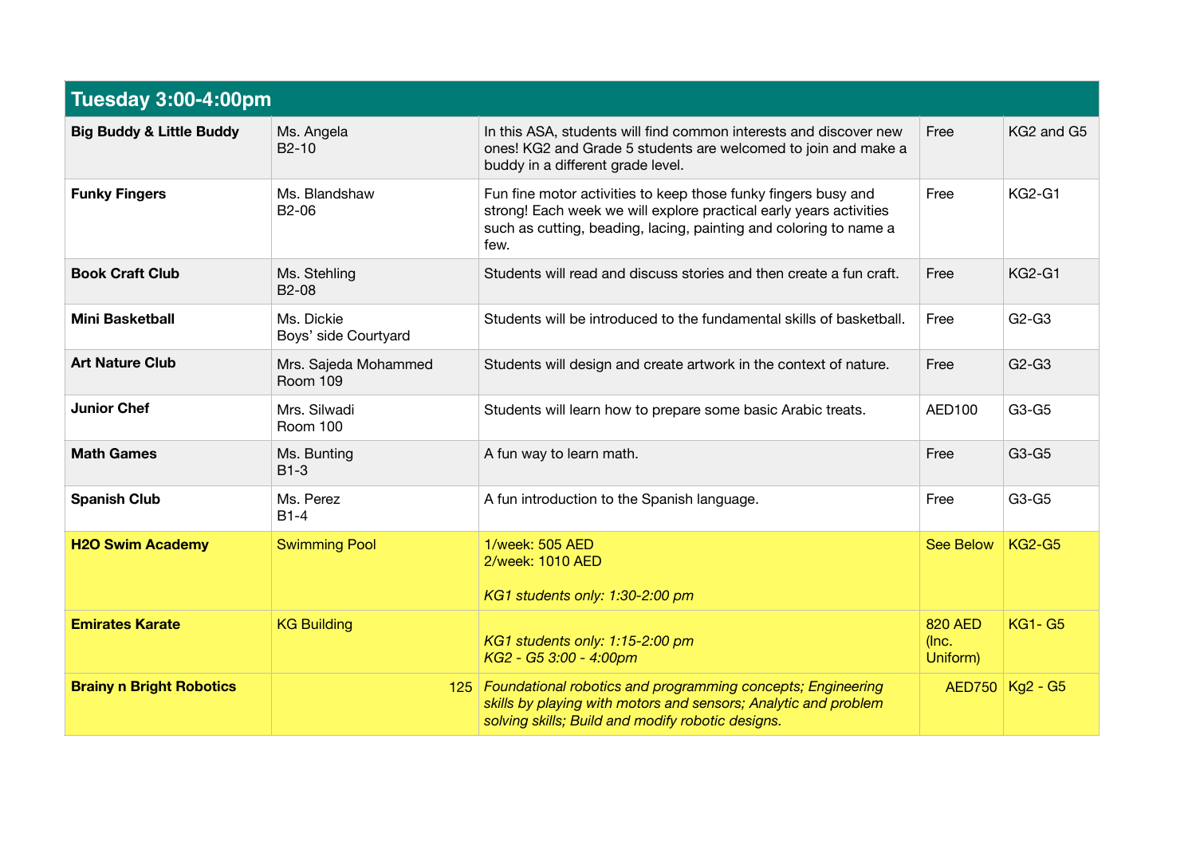| Tuesday 3:00-4:00pm | | | | |
|---|---|---|---|---|
| **Big Buddy & Little Buddy** | Ms. Angela<br>B2-10 | In this ASA, students will find common interests and discover new ones! KG2 and Grade 5 students are welcomed to join and make a buddy in a different grade level. | Free | KG2 and G5 |
| **Funky Fingers** | Ms. Blandshaw<br>B2-06 | Fun fine motor activities to keep those funky fingers busy and strong! Each week we will explore practical early years activities such as cutting, beading, lacing, painting and coloring to name a few. | Free | KG2-G1 |
| **Book Craft Club** | Ms. Stehling<br>B2-08 | Students will read and discuss stories and then create a fun craft. | Free | KG2-G1 |
| **Mini Basketball** | Ms. Dickie<br>Boys' side Courtyard | Students will be introduced to the fundamental skills of basketball. | Free | G2-G3 |
| **Art Nature Club** | Mrs. Sajeda Mohammed<br>Room 109 | Students will design and create artwork in the context of nature. | Free | G2-G3 |
| **Junior Chef** | Mrs. Silwadi<br>Room 100 | Students will learn how to prepare some basic Arabic treats. | AED100 | G3-G5 |
| **Math Games** | Ms. Bunting<br>B1-3 | A fun way to learn math. | Free | G3-G5 |
| **Spanish Club** | Ms. Perez<br>B1-4 | A fun introduction to the Spanish language. | Free | G3-G5 |
| **H2O Swim Academy** | Swimming Pool | 1/week: 505 AED<br>2/week: 1010 AED<br><br>*KG1 students only: 1:30-2:00 pm* | See Below | KG2-G5 |
| **Emirates Karate** | KG Building | *KG1 students only: 1:15-2:00 pm*<br>*KG2 - G5 3:00 - 4:00pm* | 820 AED (Inc. Uniform) | KG1- G5 |
| **Brainy n Bright Robotics** | 125 | *Foundational robotics and programming concepts; Engineering skills by playing with motors and sensors; Analytic and problem solving skills; Build and modify robotic designs.* | AED750 | Kg2 - G5 |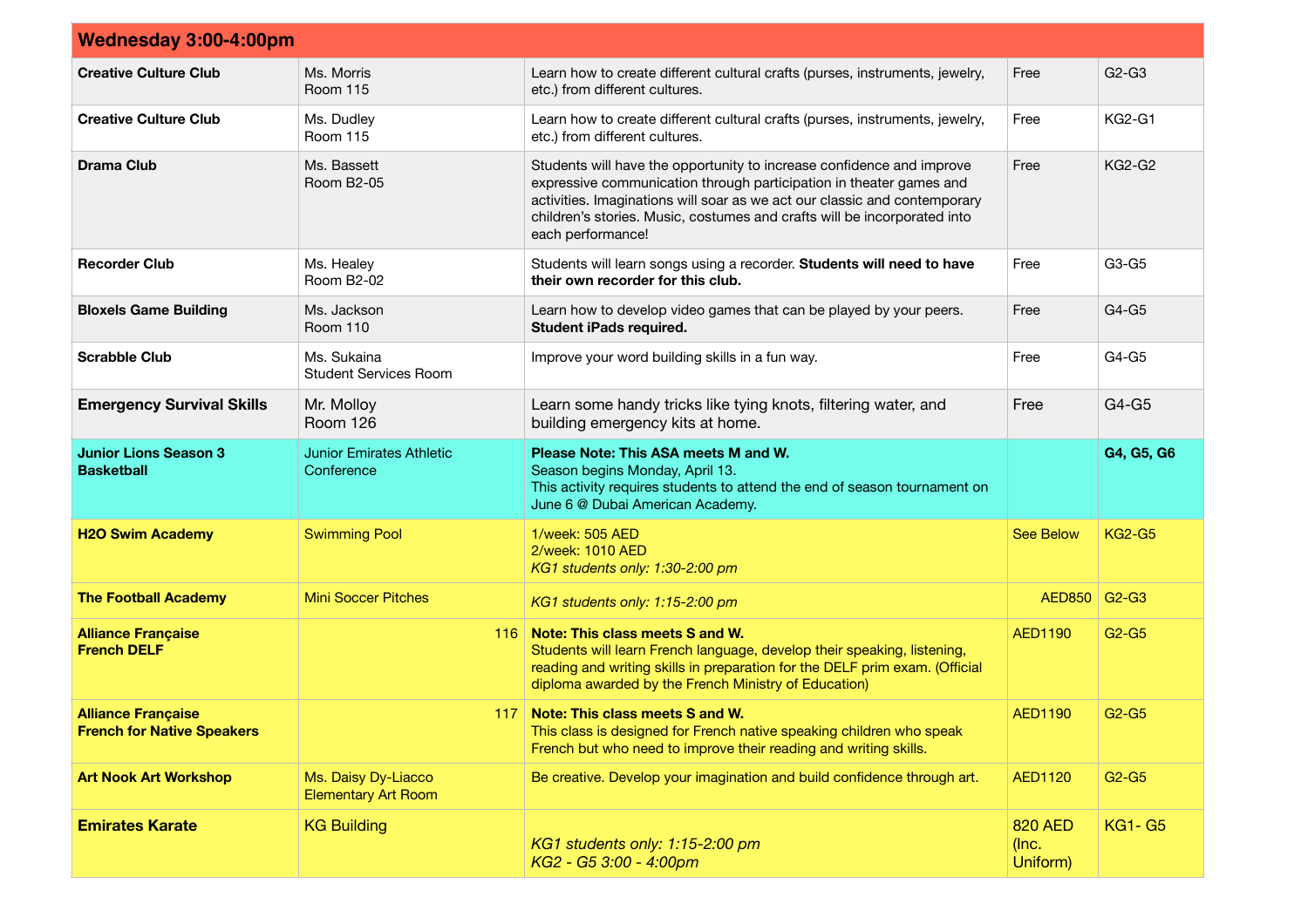| Wednesday 3:00-4:00pm | | | | |
|---|---|---|---|---|
| **Creative Culture Club** | Ms. Morris<br>Room 115 | Learn how to create different cultural crafts (purses, instruments, jewelry, etc.) from different cultures. | Free | G2-G3 |
| **Creative Culture Club** | Ms. Dudley<br>Room 115 | Learn how to create different cultural crafts (purses, instruments, jewelry, etc.) from different cultures. | Free | KG2-G1 |
| **Drama Club** | Ms. Bassett<br>Room B2-05 | Students will have the opportunity to increase confidence and improve expressive communication through participation in theater games and activities. Imaginations will soar as we act our classic and contemporary children's stories. Music, costumes and crafts will be incorporated into each performance! | Free | KG2-G2 |
| **Recorder Club** | Ms. Healey<br>Room B2-02 | Students will learn songs using a recorder. **Students will need to have their own recorder for this club.** | Free | G3-G5 |
| **Bloxels Game Building** | Ms. Jackson<br>Room 110 | Learn how to develop video games that can be played by your peers. **Student iPads required.** | Free | G4-G5 |
| **Scrabble Club** | Ms. Sukaina<br>Student Services Room | Improve your word building skills in a fun way. | Free | G4-G5 |
| **Emergency Survival Skills** | Mr. Molloy<br>Room 126 | Learn some handy tricks like tying knots, filtering water, and building emergency kits at home. | Free | G4-G5 |
| **Junior Lions Season 3 Basketball** | Junior Emirates Athletic Conference | **Please Note: This ASA meets M and W.**<br>Season begins Monday, April 13.<br>This activity requires students to attend the end of season tournament on June 6 @ Dubai American Academy. | | **G4, G5, G6** |
| **H2O Swim Academy** | Swimming Pool | 1/week: 505 AED<br>2/week: 1010 AED<br>*KG1 students only: 1:30-2:00 pm* | See Below | KG2-G5 |
| **The Football Academy** | Mini Soccer Pitches | *KG1 students only: 1:15-2:00 pm* | AED850 | G2-G3 |
| **Alliance Française French DELF** | 116 | **Note: This class meets S and W.**<br>Students will learn French language, develop their speaking, listening, reading and writing skills in preparation for the DELF prim exam. (Official diploma awarded by the French Ministry of Education) | AED1190 | G2-G5 |
| **Alliance Française French for Native Speakers** | 117 | **Note: This class meets S and W.**<br>This class is designed for French native speaking children who speak French but who need to improve their reading and writing skills. | AED1190 | G2-G5 |
| **Art Nook Art Workshop** | Ms. Daisy Dy-Liacco<br>Elementary Art Room | Be creative. Develop your imagination and build confidence through art. | AED1120 | G2-G5 |
| **Emirates Karate** | KG Building | *KG1 students only: 1:15-2:00 pm*<br>*KG2 - G5 3:00 - 4:00pm* | 820 AED (Inc. Uniform) | KG1- G5 |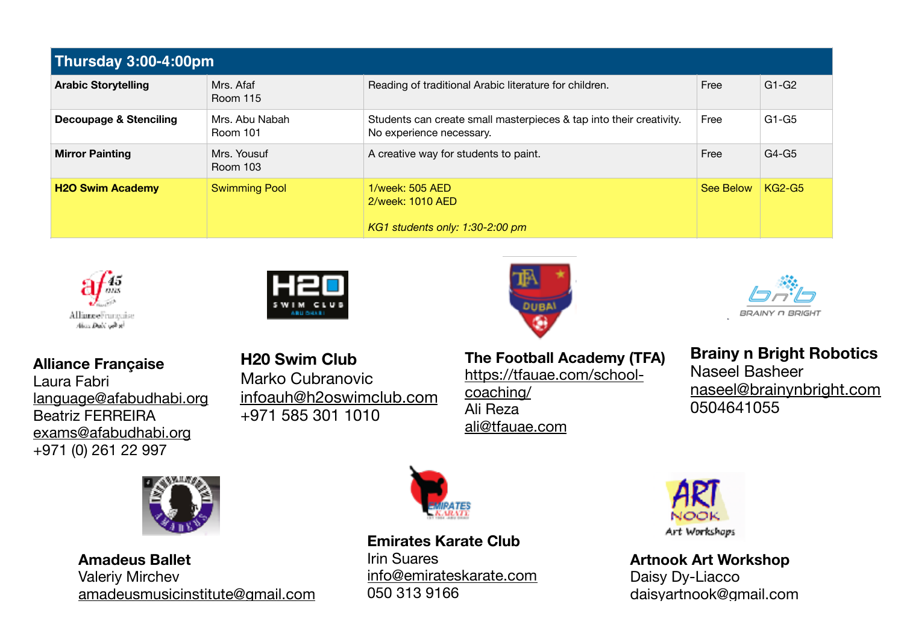| Thursday 3:00-4:00pm | | | | |
|---|---|---|---|---|
| **Arabic Storytelling** | Mrs. Afaf<br>Room 115 | Reading of traditional Arabic literature for children. | Free | G1-G2 |
| **Decoupage & Stenciling** | Mrs. Abu Nabah<br>Room 101 | Students can create small masterpieces & tap into their creativity. No experience necessary. | Free | G1-G5 |
| **Mirror Painting** | Mrs. Yousuf<br>Room 103 | A creative way for students to paint. | Free | G4-G5 |
| **H2O Swim Academy** | Swimming Pool | 1/week: 505 AED<br>2/week: 1010 AED<br><br>*KG1 students only: 1:30-2:00 pm* | See Below | KG2-G5 |

**Alliance Française**
Laura Fabri
language@afabudhabi.org
Beatriz FERREIRA
exams@afabudhabi.org
+971 (0) 261 22 997

**H20 Swim Club**
Marko Cubranovic
infoauh@h2oswimclub.com
+971 585 301 1010

**The Football Academy (TFA)**
https://tfauae.com/school-coaching/
Ali Reza
ali@tfauae.com

**Brainy n Bright Robotics**
Naseel Basheer
naseel@brainynbright.com
0504641055

**Amadeus Ballet**
Valeriy Mirchev
amadeusmusicinstitute@gmail.com

**Emirates Karate Club**
Irin Suares
info@emirateskarate.com
050 313 9166

**Artnook Art Workshop**
Daisy Dy-Liacco
daisyartnook@gmail.com